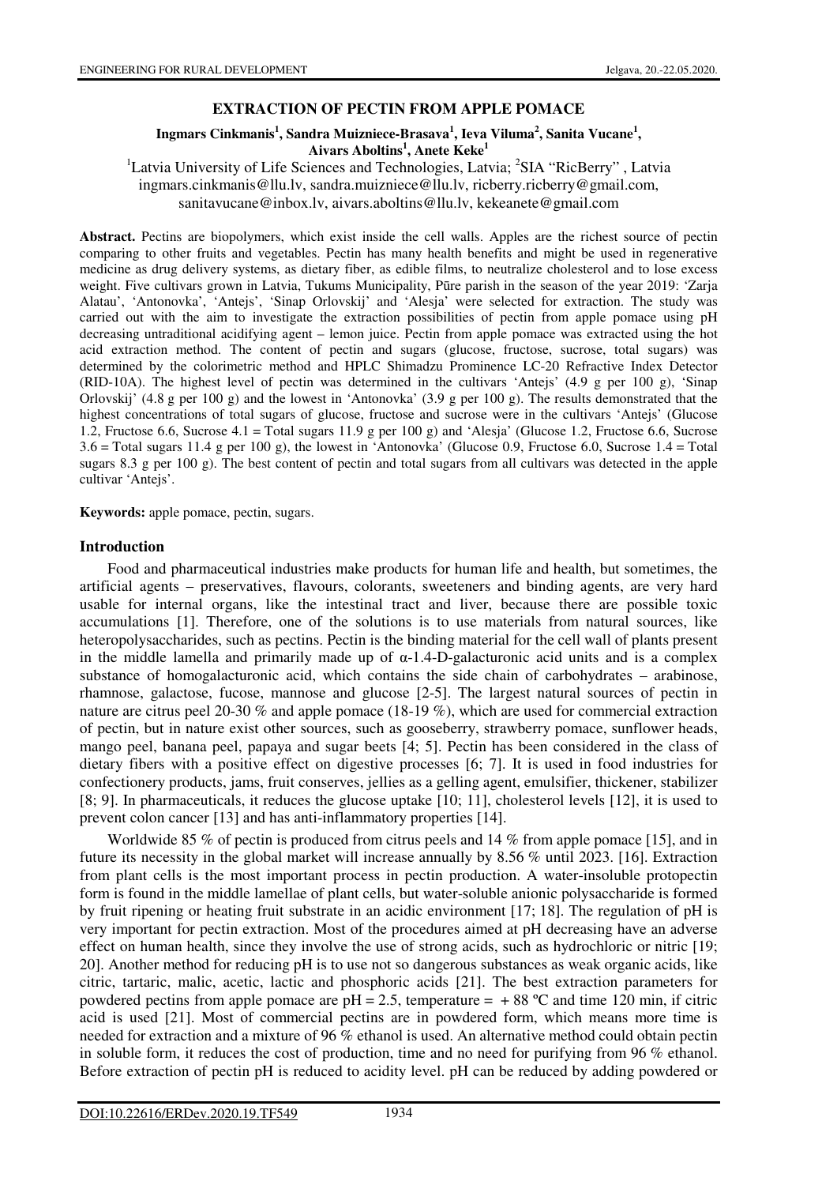# EXTRACTION OF PECTIN FROM APPLE POMACE

**Ingmars Cinkmanis[1], Sandra Muizniece-Brasava[1], Ieva Viluma[2], Sanita Vucane[1], Aivars Aboltins[1], Anete Keke[1]**

[1]Latvia University of Life Sciences and Technologies, Latvia; [2]SIA "RicBerry" , Latvia
ingmars.cinkmanis@llu.lv, sandra.muizniece@llu.lv, ricberry.ricberry@gmail.com, sanitavucane@inbox.lv, aivars.aboltins@llu.lv, kekeanete@gmail.com

**Abstract.** Pectins are biopolymers, which exist inside the cell walls. Apples are the richest source of pectin comparing to other fruits and vegetables. Pectin has many health benefits and might be used in regenerative medicine as drug delivery systems, as dietary fiber, as edible films, to neutralize cholesterol and to lose excess weight. Five cultivars grown in Latvia, Tukums Municipality, Pūre parish in the season of the year 2019: 'Zarja Alatau', 'Antonovka', 'Antejs', 'Sinap Orlovskij' and 'Alesja' were selected for extraction. The study was carried out with the aim to investigate the extraction possibilities of pectin from apple pomace using pH decreasing untraditional acidifying agent – lemon juice. Pectin from apple pomace was extracted using the hot acid extraction method. The content of pectin and sugars (glucose, fructose, sucrose, total sugars) was determined by the colorimetric method and HPLC Shimadzu Prominence LC-20 Refractive Index Detector (RID-10A). The highest level of pectin was determined in the cultivars 'Antejs' (4.9 g per 100 g), 'Sinap Orlovskij' (4.8 g per 100 g) and the lowest in 'Antonovka' (3.9 g per 100 g). The results demonstrated that the highest concentrations of total sugars of glucose, fructose and sucrose were in the cultivars 'Antejs' (Glucose 1.2, Fructose 6.6, Sucrose 4.1 = Total sugars 11.9 g per 100 g) and 'Alesja' (Glucose 1.2, Fructose 6.6, Sucrose 3.6 = Total sugars 11.4 g per 100 g), the lowest in 'Antonovka' (Glucose 0.9, Fructose 6.0, Sucrose 1.4 = Total sugars 8.3 g per 100 g). The best content of pectin and total sugars from all cultivars was detected in the apple cultivar 'Antejs'.

**Keywords:** apple pomace, pectin, sugars.

## Introduction

Food and pharmaceutical industries make products for human life and health, but sometimes, the artificial agents – preservatives, flavours, colorants, sweeteners and binding agents, are very hard usable for internal organs, like the intestinal tract and liver, because there are possible toxic accumulations [1]. Therefore, one of the solutions is to use materials from natural sources, like heteropolysaccharides, such as pectins. Pectin is the binding material for the cell wall of plants present in the middle lamella and primarily made up of α-1.4-D-galacturonic acid units and is a complex substance of homogalacturonic acid, which contains the side chain of carbohydrates – arabinose, rhamnose, galactose, fucose, mannose and glucose [2-5]. The largest natural sources of pectin in nature are citrus peel 20-30 % and apple pomace (18-19 %), which are used for commercial extraction of pectin, but in nature exist other sources, such as gooseberry, strawberry pomace, sunflower heads, mango peel, banana peel, papaya and sugar beets [4; 5]. Pectin has been considered in the class of dietary fibers with a positive effect on digestive processes [6; 7]. It is used in food industries for confectionery products, jams, fruit conserves, jellies as a gelling agent, emulsifier, thickener, stabilizer [8; 9]. In pharmaceuticals, it reduces the glucose uptake [10; 11], cholesterol levels [12], it is used to prevent colon cancer [13] and has anti-inflammatory properties [14].

Worldwide 85 % of pectin is produced from citrus peels and 14 % from apple pomace [15], and in future its necessity in the global market will increase annually by 8.56 % until 2023. [16]. Extraction from plant cells is the most important process in pectin production. A water-insoluble protopectin form is found in the middle lamellae of plant cells, but water-soluble anionic polysaccharide is formed by fruit ripening or heating fruit substrate in an acidic environment [17; 18]. The regulation of pH is very important for pectin extraction. Most of the procedures aimed at pH decreasing have an adverse effect on human health, since they involve the use of strong acids, such as hydrochloric or nitric [19; 20]. Another method for reducing pH is to use not so dangerous substances as weak organic acids, like citric, tartaric, malic, acetic, lactic and phosphoric acids [21]. The best extraction parameters for powdered pectins from apple pomace are pH = 2.5, temperature = + 88 ºC and time 120 min, if citric acid is used [21]. Most of commercial pectins are in powdered form, which means more time is needed for extraction and a mixture of 96 % ethanol is used. An alternative method could obtain pectin in soluble form, it reduces the cost of production, time and no need for purifying from 96 % ethanol. Before extraction of pectin pH is reduced to acidity level. pH can be reduced by adding powdered or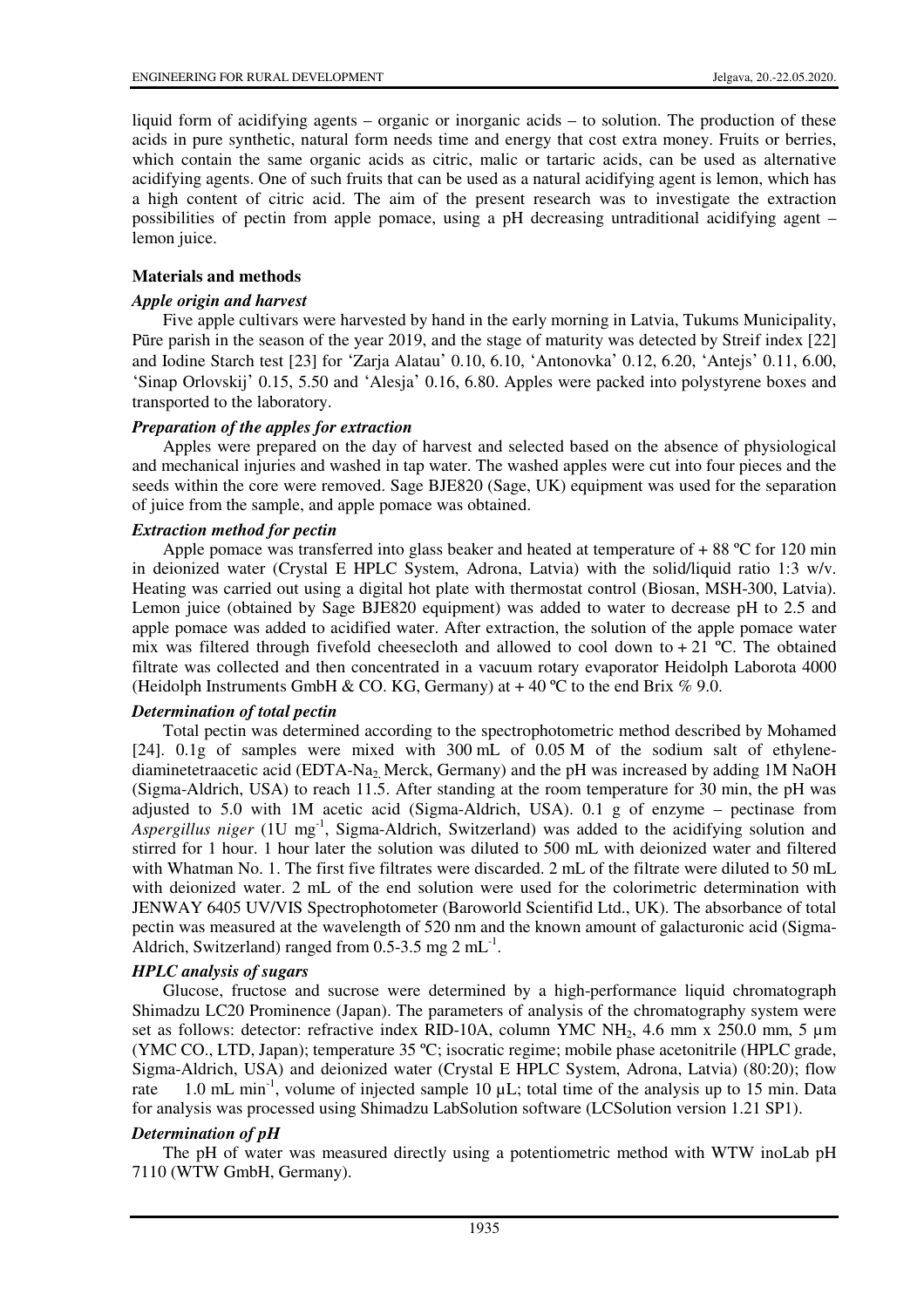liquid form of acidifying agents – organic or inorganic acids – to solution. The production of these acids in pure synthetic, natural form needs time and energy that cost extra money. Fruits or berries, which contain the same organic acids as citric, malic or tartaric acids, can be used as alternative acidifying agents. One of such fruits that can be used as a natural acidifying agent is lemon, which has a high content of citric acid. The aim of the present research was to investigate the extraction possibilities of pectin from apple pomace, using a pH decreasing untraditional acidifying agent – lemon juice.

## Materials and methods

### *Apple origin and harvest*

Five apple cultivars were harvested by hand in the early morning in Latvia, Tukums Municipality, Pūre parish in the season of the year 2019, and the stage of maturity was detected by Streif index [22] and Iodine Starch test [23] for 'Zarja Alatau' 0.10, 6.10, 'Antonovka' 0.12, 6.20, 'Antejs' 0.11, 6.00, 'Sinap Orlovskij' 0.15, 5.50 and 'Alesja' 0.16, 6.80. Apples were packed into polystyrene boxes and transported to the laboratory.

### *Preparation of the apples for extraction*

Apples were prepared on the day of harvest and selected based on the absence of physiological and mechanical injuries and washed in tap water. The washed apples were cut into four pieces and the seeds within the core were removed. Sage BJE820 (Sage, UK) equipment was used for the separation of juice from the sample, and apple pomace was obtained.

### *Extraction method for pectin*

Apple pomace was transferred into glass beaker and heated at temperature of + 88 ºC for 120 min in deionized water (Crystal E HPLC System, Adrona, Latvia) with the solid/liquid ratio 1:3 w/v. Heating was carried out using a digital hot plate with thermostat control (Biosan, MSH-300, Latvia). Lemon juice (obtained by Sage BJE820 equipment) was added to water to decrease pH to 2.5 and apple pomace was added to acidified water. After extraction, the solution of the apple pomace water mix was filtered through fivefold cheesecloth and allowed to cool down to + 21 ºC. The obtained filtrate was collected and then concentrated in a vacuum rotary evaporator Heidolph Laborota 4000 (Heidolph Instruments GmbH & CO. KG, Germany) at + 40 ºC to the end Brix % 9.0.

### *Determination of total pectin*

Total pectin was determined according to the spectrophotometric method described by Mohamed [24]. 0.1g of samples were mixed with 300 mL of 0.05 M of the sodium salt of ethylene-diaminetetraacetic acid (EDTA-$Na_2$, Merck, Germany) and the pH was increased by adding 1M NaOH (Sigma-Aldrich, USA) to reach 11.5. After standing at the room temperature for 30 min, the pH was adjusted to 5.0 with 1M acetic acid (Sigma-Aldrich, USA). 0.1 g of enzyme – pectinase from *Aspergillus niger* (1U $mg^{-1}$, Sigma-Aldrich, Switzerland) was added to the acidifying solution and stirred for 1 hour. 1 hour later the solution was diluted to 500 mL with deionized water and filtered with Whatman No. 1. The first five filtrates were discarded. 2 mL of the filtrate were diluted to 50 mL with deionized water. 2 mL of the end solution were used for the colorimetric determination with JENWAY 6405 UV/VIS Spectrophotometer (Baroworld Scientifid Ltd., UK). The absorbance of total pectin was measured at the wavelength of 520 nm and the known amount of galacturonic acid (Sigma-Aldrich, Switzerland) ranged from 0.5-3.5 mg 2 $mL^{-1}$.

### *HPLC analysis of sugars*

Glucose, fructose and sucrose were determined by a high-performance liquid chromatograph Shimadzu LC20 Prominence (Japan). The parameters of analysis of the chromatography system were set as follows: detector: refractive index RID-10A, column YMC $NH_2$, 4.6 mm x 250.0 mm, 5 µm (YMC CO., LTD, Japan); temperature 35 ºC; isocratic regime; mobile phase acetonitrile (HPLC grade, Sigma-Aldrich, USA) and deionized water (Crystal E HPLC System, Adrona, Latvia) (80:20); flow rate 1.0 mL $min^{-1}$, volume of injected sample 10 µL; total time of the analysis up to 15 min. Data for analysis was processed using Shimadzu LabSolution software (LCSolution version 1.21 SP1).

### *Determination of pH*

The pH of water was measured directly using a potentiometric method with WTW inoLab pH 7110 (WTW GmbH, Germany).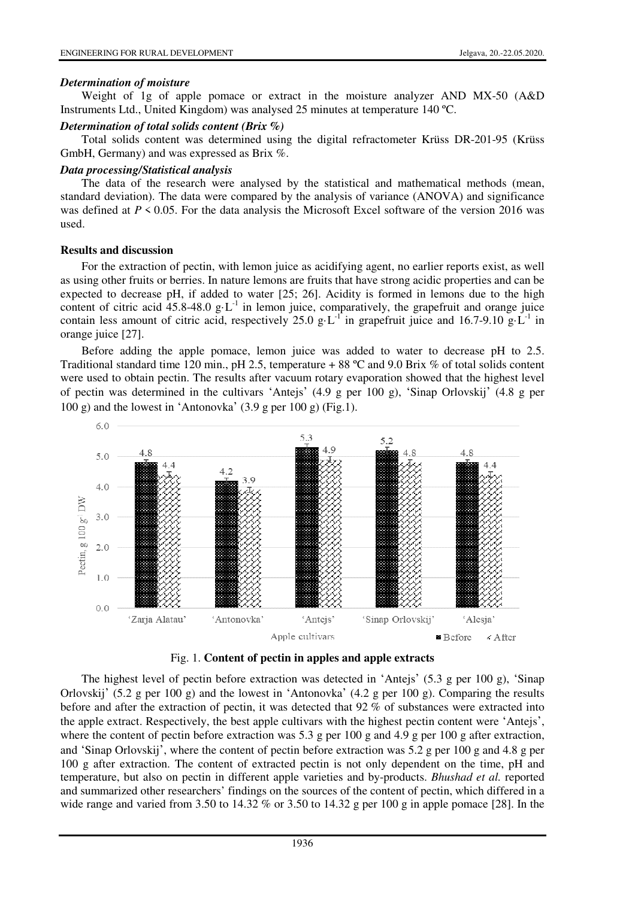### *Determination of moisture*

Weight of 1g of apple pomace or extract in the moisture analyzer AND MX-50 (A&D Instruments Ltd., United Kingdom) was analysed 25 minutes at temperature 140 ºC.

### *Determination of total solids content (Brix %)*

Total solids content was determined using the digital refractometer Krüss DR-201-95 (Krüss GmbH, Germany) and was expressed as Brix %.

### *Data processing/Statistical analysis*

The data of the research were analysed by the statistical and mathematical methods (mean, standard deviation). The data were compared by the analysis of variance (ANOVA) and significance was defined at $P < 0.05$. For the data analysis the Microsoft Excel software of the version 2016 was used.

## Results and discussion

For the extraction of pectin, with lemon juice as acidifying agent, no earlier reports exist, as well as using other fruits or berries. In nature lemons are fruits that have strong acidic properties and can be expected to decrease pH, if added to water [25; 26]. Acidity is formed in lemons due to the high content of citric acid 45.8-48.0 $g \cdot L^{-1}$ in lemon juice, comparatively, the grapefruit and orange juice contain less amount of citric acid, respectively 25.0 $g \cdot L^{-1}$ in grapefruit juice and 16.7-9.10 $g \cdot L^{-1}$ in orange juice [27].

Before adding the apple pomace, lemon juice was added to water to decrease pH to 2.5. Traditional standard time 120 min., pH 2.5, temperature + 88 ºC and 9.0 Brix % of total solids content were used to obtain pectin. The results after vacuum rotary evaporation showed that the highest level of pectin was determined in the cultivars 'Antejs' (4.9 g per 100 g), 'Sinap Orlovskij' (4.8 g per 100 g) and the lowest in 'Antonovka' (3.9 g per 100 g) (Fig.1).

| Apple cultivars | Before (Pectin, g 100 g⁻¹ DW) | After (Pectin, g 100 g⁻¹ DW) |
|---|---|---|
| 'Zarja Alatau' | 4.8 | 4.4 |
| 'Antonovka' | 4.2 | 3.9 |
| 'Antejs' | 5.3 | 4.9 |
| 'Sinap Orlovskij' | 5.2 | 4.8 |
| 'Alesja' | 4.8 | 4.4 |

Fig. 1. **Content of pectin in apples and apple extracts**

The highest level of pectin before extraction was detected in 'Antejs' (5.3 g per 100 g), 'Sinap Orlovskij' (5.2 g per 100 g) and the lowest in 'Antonovka' (4.2 g per 100 g). Comparing the results before and after the extraction of pectin, it was detected that 92 % of substances were extracted into the apple extract. Respectively, the best apple cultivars with the highest pectin content were 'Antejs', where the content of pectin before extraction was 5.3 g per 100 g and 4.9 g per 100 g after extraction, and 'Sinap Orlovskij', where the content of pectin before extraction was 5.2 g per 100 g and 4.8 g per 100 g after extraction. The content of extracted pectin is not only dependent on the time, pH and temperature, but also on pectin in different apple varieties and by-products. *Bhushad et al.* reported and summarized other researchers' findings on the sources of the content of pectin, which differed in a wide range and varied from 3.50 to 14.32 % or 3.50 to 14.32 g per 100 g in apple pomace [28]. In the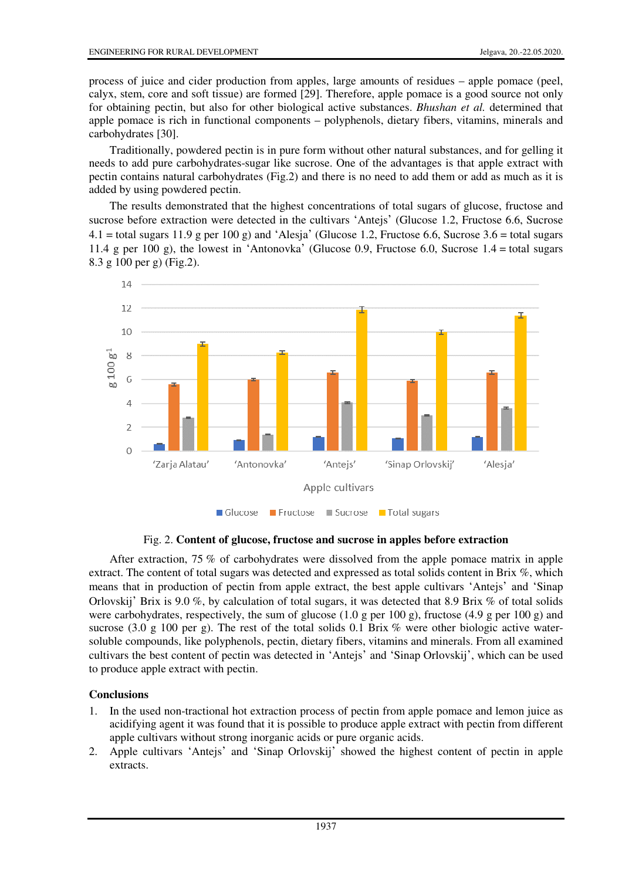process of juice and cider production from apples, large amounts of residues – apple pomace (peel, calyx, stem, core and soft tissue) are formed [29]. Therefore, apple pomace is a good source not only for obtaining pectin, but also for other biological active substances. *Bhushan et al.* determined that apple pomace is rich in functional components – polyphenols, dietary fibers, vitamins, minerals and carbohydrates [30].

Traditionally, powdered pectin is in pure form without other natural substances, and for gelling it needs to add pure carbohydrates-sugar like sucrose. One of the advantages is that apple extract with pectin contains natural carbohydrates (Fig.2) and there is no need to add them or add as much as it is added by using powdered pectin.

The results demonstrated that the highest concentrations of total sugars of glucose, fructose and sucrose before extraction were detected in the cultivars 'Antejs' (Glucose 1.2, Fructose 6.6, Sucrose 4.1 = total sugars 11.9 g per 100 g) and 'Alesja' (Glucose 1.2, Fructose 6.6, Sucrose 3.6 = total sugars 11.4 g per 100 g), the lowest in 'Antonovka' (Glucose 0.9, Fructose 6.0, Sucrose 1.4 = total sugars 8.3 g 100 per g) (Fig.2).

Fig. 2. **Content of glucose, fructose and sucrose in apples before extraction**

After extraction, 75 % of carbohydrates were dissolved from the apple pomace matrix in apple extract. The content of total sugars was detected and expressed as total solids content in Brix %, which means that in production of pectin from apple extract, the best apple cultivars 'Antejs' and 'Sinap Orlovskij' Brix is 9.0 %, by calculation of total sugars, it was detected that 8.9 Brix % of total solids were carbohydrates, respectively, the sum of glucose (1.0 g per 100 g), fructose (4.9 g per 100 g) and sucrose (3.0 g 100 per g). The rest of the total solids 0.1 Brix % were other biologic active water-soluble compounds, like polyphenols, pectin, dietary fibers, vitamins and minerals. From all examined cultivars the best content of pectin was detected in 'Antejs' and 'Sinap Orlovskij', which can be used to produce apple extract with pectin.

## Conclusions

1. In the used non-tractional hot extraction process of pectin from apple pomace and lemon juice as acidifying agent it was found that it is possible to produce apple extract with pectin from different apple cultivars without strong inorganic acids or pure organic acids.
2. Apple cultivars 'Antejs' and 'Sinap Orlovskij' showed the highest content of pectin in apple extracts.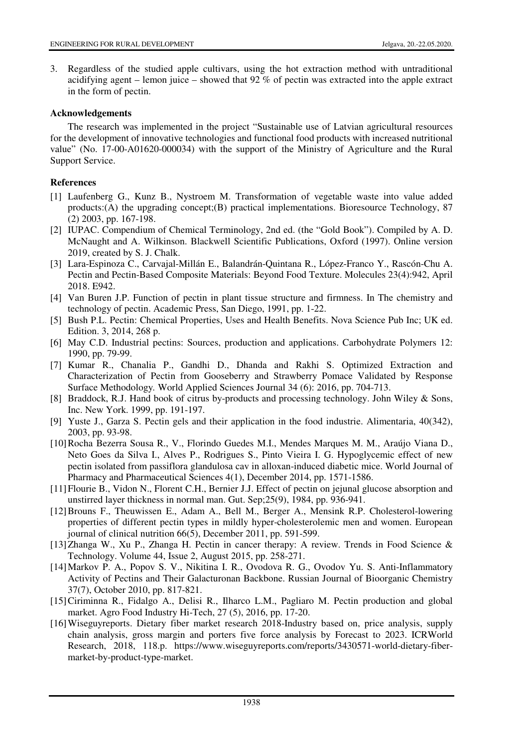3. Regardless of the studied apple cultivars, using the hot extraction method with untraditional acidifying agent – lemon juice – showed that 92 % of pectin was extracted into the apple extract in the form of pectin.

## Acknowledgements

The research was implemented in the project "Sustainable use of Latvian agricultural resources for the development of innovative technologies and functional food products with increased nutritional value" (No. 17-00-A01620-000034) with the support of the Ministry of Agriculture and the Rural Support Service.

## References

[1] Laufenberg G., Kunz B., Nystroem M. Transformation of vegetable waste into value added products:(A) the upgrading concept;(B) practical implementations. Bioresource Technology, 87 (2) 2003, pp. 167-198.

[2] IUPAC. Compendium of Chemical Terminology, 2nd ed. (the "Gold Book"). Compiled by A. D. McNaught and A. Wilkinson. Blackwell Scientific Publications, Oxford (1997). Online version 2019, created by S. J. Chalk.

[3] Lara-Espinoza C., Carvajal-Millán E., Balandrán-Quintana R., López-Franco Y., Rascón-Chu A. Pectin and Pectin-Based Composite Materials: Beyond Food Texture. Molecules 23(4):942, April 2018. E942.

[4] Van Buren J.P. Function of pectin in plant tissue structure and firmness. In The chemistry and technology of pectin. Academic Press, San Diego, 1991, pp. 1-22.

[5] Bush P.L. Pectin: Chemical Properties, Uses and Health Benefits. Nova Science Pub Inc; UK ed. Edition. 3, 2014, 268 p.

[6] May C.D. Industrial pectins: Sources, production and applications. Carbohydrate Polymers 12: 1990, pp. 79-99.

[7] Kumar R., Chanalia P., Gandhi D., Dhanda and Rakhi S. Optimized Extraction and Characterization of Pectin from Gooseberry and Strawberry Pomace Validated by Response Surface Methodology. World Applied Sciences Journal 34 (6): 2016, pp. 704-713.

[8] Braddock, R.J. Hand book of citrus by-products and processing technology. John Wiley & Sons, Inc. New York. 1999, pp. 191-197.

[9] Yuste J., Garza S. Pectin gels and their application in the food industrie. Alimentaria, 40(342), 2003, pp. 93-98.

[10] Rocha Bezerra Sousa R., V., Florindo Guedes M.I., Mendes Marques M. M., Araújo Viana D., Neto Goes da Silva I., Alves P., Rodrigues S., Pinto Vieira I. G. Hypoglycemic effect of new pectin isolated from passiflora glandulosa cav in alloxan-induced diabetic mice. World Journal of Pharmacy and Pharmaceutical Sciences 4(1), December 2014, pp. 1571-1586.

[11] Flourie B., Vidon N., Florent C.H., Bernier J.J. Effect of pectin on jejunal glucose absorption and unstirred layer thickness in normal man. Gut. Sep;25(9), 1984, pp. 936-941.

[12] Brouns F., Theuwissen E., Adam A., Bell M., Berger A., Mensink R.P. Cholesterol-lowering properties of different pectin types in mildly hyper-cholesterolemic men and women. European journal of clinical nutrition 66(5), December 2011, pp. 591-599.

[13] Zhanga W., Xu P., Zhanga H. Pectin in cancer therapy: A review. Trends in Food Science & Technology. Volume 44, Issue 2, August 2015, pp. 258-271.

[14] Markov P. A., Popov S. V., Nikitina I. R., Ovodova R. G., Ovodov Yu. S. Anti-Inflammatory Activity of Pectins and Their Galacturonan Backbone. Russian Journal of Bioorganic Chemistry 37(7), October 2010, pp. 817-821.

[15] Ciriminna R., Fidalgo A., Delisi R., Ilharco L.M., Pagliaro M. Pectin production and global market. Agro Food Industry Hi-Tech, 27 (5), 2016, pp. 17-20.

[16] Wiseguyreports. Dietary fiber market research 2018-Industry based on, price analysis, supply chain analysis, gross margin and porters five force analysis by Forecast to 2023. ICRWorld Research, 2018, 118.p. https://www.wiseguyreports.com/reports/3430571-world-dietary-fiber-market-by-product-type-market.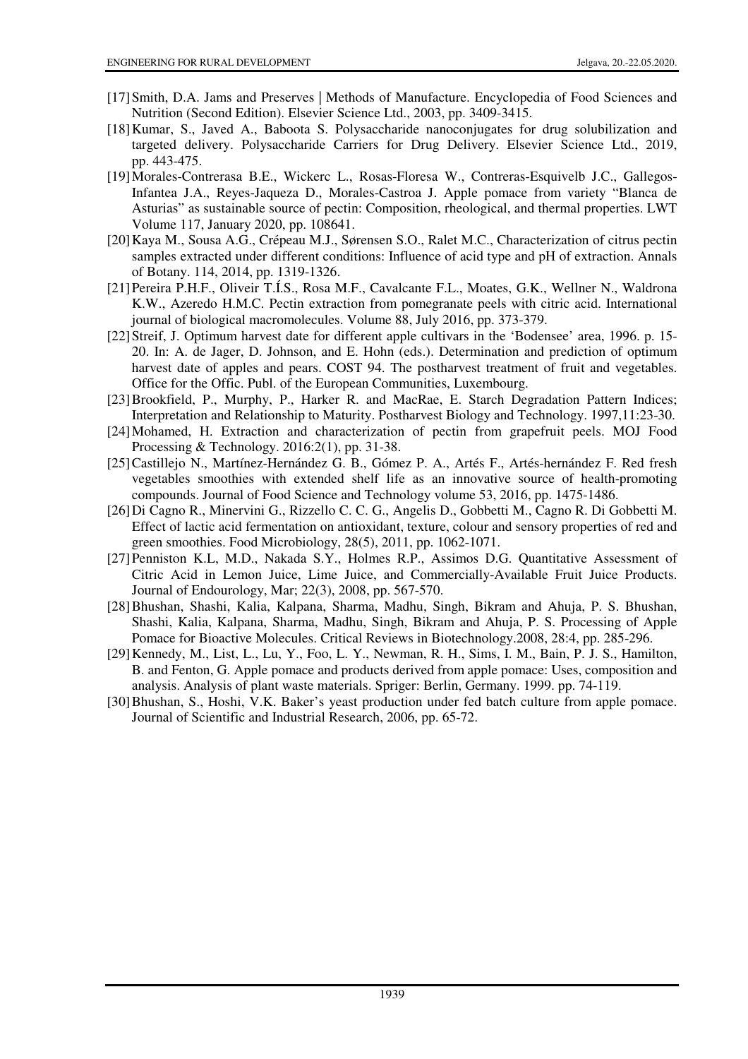[17] Smith, D.A. Jams and Preserves | Methods of Manufacture. Encyclopedia of Food Sciences and Nutrition (Second Edition). Elsevier Science Ltd., 2003, pp. 3409-3415.

[18] Kumar, S., Javed A., Baboota S. Polysaccharide nanoconjugates for drug solubilization and targeted delivery. Polysaccharide Carriers for Drug Delivery. Elsevier Science Ltd., 2019, pp. 443-475.

[19] Morales-Contrerasa B.E., Wickerc L., Rosas-Floresa W., Contreras-Esquivelb J.C., Gallegos-Infantea J.A., Reyes-Jaqueza D., Morales-Castroa J. Apple pomace from variety "Blanca de Asturias" as sustainable source of pectin: Composition, rheological, and thermal properties. LWT Volume 117, January 2020, pp. 108641.

[20] Kaya M., Sousa A.G., Crépeau M.J., Sørensen S.O., Ralet M.C., Characterization of citrus pectin samples extracted under different conditions: Influence of acid type and pH of extraction. Annals of Botany. 114, 2014, pp. 1319-1326.

[21] Pereira P.H.F., Oliveir T.Í.S., Rosa M.F., Cavalcante F.L., Moates, G.K., Wellner N., Waldrona K.W., Azeredo H.M.C. Pectin extraction from pomegranate peels with citric acid. International journal of biological macromolecules. Volume 88, July 2016, pp. 373-379.

[22] Streif, J. Optimum harvest date for different apple cultivars in the 'Bodensee' area, 1996. p. 15-20. In: A. de Jager, D. Johnson, and E. Hohn (eds.). Determination and prediction of optimum harvest date of apples and pears. COST 94. The postharvest treatment of fruit and vegetables. Office for the Offic. Publ. of the European Communities, Luxembourg.

[23] Brookfield, P., Murphy, P., Harker R. and MacRae, E. Starch Degradation Pattern Indices; Interpretation and Relationship to Maturity. Postharvest Biology and Technology. 1997,11:23-30.

[24] Mohamed, H. Extraction and characterization of pectin from grapefruit peels. MOJ Food Processing & Technology. 2016:2(1), pp. 31-38.

[25] Castillejo N., Martínez-Hernández G. B., Gómez P. A., Artés F., Artés-hernández F. Red fresh vegetables smoothies with extended shelf life as an innovative source of health-promoting compounds. Journal of Food Science and Technology volume 53, 2016, pp. 1475-1486.

[26] Di Cagno R., Minervini G., Rizzello C. C. G., Angelis D., Gobbetti M., Cagno R. Di Gobbetti M. Effect of lactic acid fermentation on antioxidant, texture, colour and sensory properties of red and green smoothies. Food Microbiology, 28(5), 2011, pp. 1062-1071.

[27] Penniston K.L, M.D., Nakada S.Y., Holmes R.P., Assimos D.G. Quantitative Assessment of Citric Acid in Lemon Juice, Lime Juice, and Commercially-Available Fruit Juice Products. Journal of Endourology, Mar; 22(3), 2008, pp. 567-570.

[28] Bhushan, Shashi, Kalia, Kalpana, Sharma, Madhu, Singh, Bikram and Ahuja, P. S. Bhushan, Shashi, Kalia, Kalpana, Sharma, Madhu, Singh, Bikram and Ahuja, P. S. Processing of Apple Pomace for Bioactive Molecules. Critical Reviews in Biotechnology.2008, 28:4, pp. 285-296.

[29] Kennedy, M., List, L., Lu, Y., Foo, L. Y., Newman, R. H., Sims, I. M., Bain, P. J. S., Hamilton, B. and Fenton, G. Apple pomace and products derived from apple pomace: Uses, composition and analysis. Analysis of plant waste materials. Spriger: Berlin, Germany. 1999. pp. 74-119.

[30] Bhushan, S., Hoshi, V.K. Baker's yeast production under fed batch culture from apple pomace. Journal of Scientific and Industrial Research, 2006, pp. 65-72.